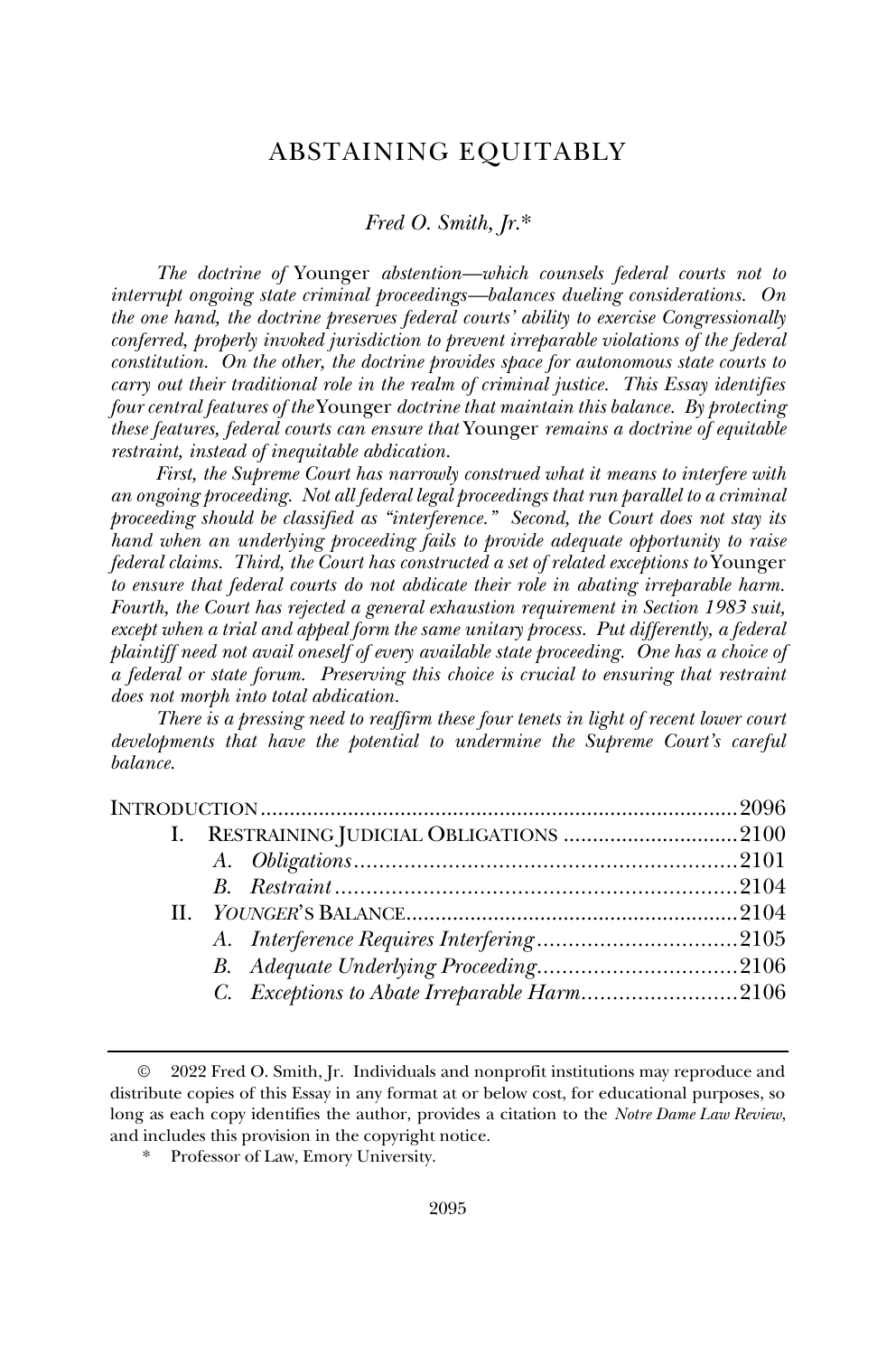# ABSTAINING EQUITABLY

*Fred O. Smith, Jr.\**

*The doctrine of* Younger *abstention—which counsels federal courts not to interrupt ongoing state criminal proceedings—balances dueling considerations. On the one hand, the doctrine preserves federal courts' ability to exercise Congressionally conferred, properly invoked jurisdiction to prevent irreparable violations of the federal constitution. On the other, the doctrine provides space for autonomous state courts to carry out their traditional role in the realm of criminal justice. This Essay identifies four central features of the* Younger *doctrine that maintain this balance. By protecting these features, federal courts can ensure that* Younger *remains a doctrine of equitable restraint, instead of inequitable abdication.*

*First, the Supreme Court has narrowly construed what it means to interfere with an ongoing proceeding. Not all federal legal proceedings that run parallel to a criminal proceeding should be classified as "interference." Second, the Court does not stay its hand when an underlying proceeding fails to provide adequate opportunity to raise federal claims. Third, the Court has constructed a set of related exceptions to* Younger *to ensure that federal courts do not abdicate their role in abating irreparable harm. Fourth, the Court has rejected a general exhaustion requirement in Section 1983 suit, except when a trial and appeal form the same unitary process. Put differently, a federal plaintiff need not avail oneself of every available state proceeding. One has a choice of a federal or state forum. Preserving this choice is crucial to ensuring that restraint does not morph into total abdication.*

*There is a pressing need to reaffirm these four tenets in light of recent lower court developments that have the potential to undermine the Supreme Court's careful balance.*

- INTRODUCTION .......... 2096
- I. RESTRAINING JUDICIAL OBLIGATIONS .......... 2100
  - A. *Obligations* .......... 2101
  - B. *Restraint* .......... 2104
- II. *YOUNGER*'S BALANCE .......... 2104
  - A. *Interference Requires Interfering* .......... 2105
  - B. *Adequate Underlying Proceeding* .......... 2106
  - C. *Exceptions to Abate Irreparable Harm* .......... 2106

---

© 2022 Fred O. Smith, Jr. Individuals and nonprofit institutions may reproduce and distribute copies of this Essay in any format at or below cost, for educational purposes, so long as each copy identifies the author, provides a citation to the *Notre Dame Law Review*, and includes this provision in the copyright notice.

\* Professor of Law, Emory University.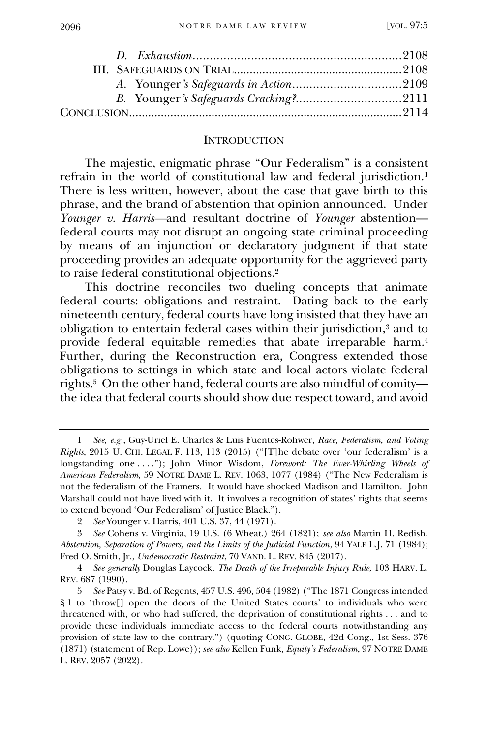*D. Exhaustion* .......... 2108

III. SAFEGUARDS ON TRIAL .......... 2108

*A.* Younger*'s Safeguards in Action* .......... 2109

*B.* Younger*'s Safeguards Cracking?* .......... 2111

CONCLUSION .......... 2114

## INTRODUCTION

The majestic, enigmatic phrase "Our Federalism" is a consistent refrain in the world of constitutional law and federal jurisdiction.[1] There is less written, however, about the case that gave birth to this phrase, and the brand of abstention that opinion announced. Under *Younger v. Harris*—and resultant doctrine of *Younger* abstention—federal courts may not disrupt an ongoing state criminal proceeding by means of an injunction or declaratory judgment if that state proceeding provides an adequate opportunity for the aggrieved party to raise federal constitutional objections.[2]

This doctrine reconciles two dueling concepts that animate federal courts: obligations and restraint. Dating back to the early nineteenth century, federal courts have long insisted that they have an obligation to entertain federal cases within their jurisdiction,[3] and to provide federal equitable remedies that abate irreparable harm.[4] Further, during the Reconstruction era, Congress extended those obligations to settings in which state and local actors violate federal rights.[5] On the other hand, federal courts are also mindful of comity—the idea that federal courts should show due respect toward, and avoid

---

1 *See, e.g.*, Guy-Uriel E. Charles & Luis Fuentes-Rohwer, *Race, Federalism, and Voting Rights*, 2015 U. CHI. LEGAL F. 113, 113 (2015) ("[T]he debate over 'our federalism' is a longstanding one . . . ."); John Minor Wisdom, *Foreword: The Ever-Whirling Wheels of American Federalism*, 59 NOTRE DAME L. REV. 1063, 1077 (1984) ("The New Federalism is not the federalism of the Framers. It would have shocked Madison and Hamilton. John Marshall could not have lived with it. It involves a recognition of states' rights that seems to extend beyond 'Our Federalism' of Justice Black.").

2 *See* Younger v. Harris, 401 U.S. 37, 44 (1971).

3 *See* Cohens v. Virginia, 19 U.S. (6 Wheat.) 264 (1821); *see also* Martin H. Redish, *Abstention, Separation of Powers, and the Limits of the Judicial Function*, 94 YALE L.J. 71 (1984); Fred O. Smith, Jr., *Undemocratic Restraint*, 70 VAND. L. REV. 845 (2017).

4 *See generally* Douglas Laycock, *The Death of the Irreparable Injury Rule*, 103 HARV. L. REV. 687 (1990).

5 *See* Patsy v. Bd. of Regents, 457 U.S. 496, 504 (1982) ("The 1871 Congress intended § 1 to 'throw[] open the doors of the United States courts' to individuals who were threatened with, or who had suffered, the deprivation of constitutional rights . . . and to provide these individuals immediate access to the federal courts notwithstanding any provision of state law to the contrary.") (quoting CONG. GLOBE, 42d Cong., 1st Sess. 376 (1871) (statement of Rep. Lowe)); *see also* Kellen Funk, *Equity's Federalism*, 97 NOTRE DAME L. REV. 2057 (2022).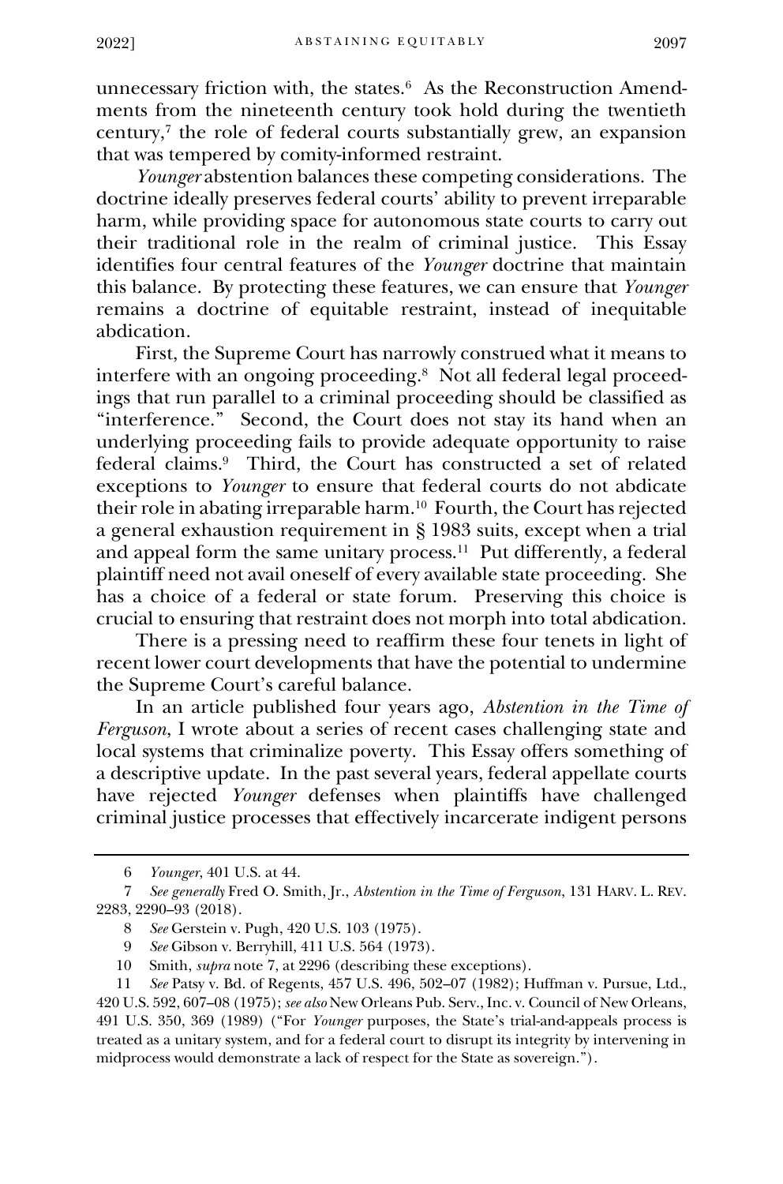unnecessary friction with, the states.[6] As the Reconstruction Amendments from the nineteenth century took hold during the twentieth century,[7] the role of federal courts substantially grew, an expansion that was tempered by comity-informed restraint.

*Younger* abstention balances these competing considerations. The doctrine ideally preserves federal courts' ability to prevent irreparable harm, while providing space for autonomous state courts to carry out their traditional role in the realm of criminal justice. This Essay identifies four central features of the *Younger* doctrine that maintain this balance. By protecting these features, we can ensure that *Younger* remains a doctrine of equitable restraint, instead of inequitable abdication.

First, the Supreme Court has narrowly construed what it means to interfere with an ongoing proceeding.[8] Not all federal legal proceedings that run parallel to a criminal proceeding should be classified as "interference." Second, the Court does not stay its hand when an underlying proceeding fails to provide adequate opportunity to raise federal claims.[9] Third, the Court has constructed a set of related exceptions to *Younger* to ensure that federal courts do not abdicate their role in abating irreparable harm.[10] Fourth, the Court has rejected a general exhaustion requirement in § 1983 suits, except when a trial and appeal form the same unitary process.[11] Put differently, a federal plaintiff need not avail oneself of every available state proceeding. She has a choice of a federal or state forum. Preserving this choice is crucial to ensuring that restraint does not morph into total abdication.

There is a pressing need to reaffirm these four tenets in light of recent lower court developments that have the potential to undermine the Supreme Court's careful balance.

In an article published four years ago, *Abstention in the Time of Ferguson*, I wrote about a series of recent cases challenging state and local systems that criminalize poverty. This Essay offers something of a descriptive update. In the past several years, federal appellate courts have rejected *Younger* defenses when plaintiffs have challenged criminal justice processes that effectively incarcerate indigent persons

---

6 *Younger*, 401 U.S. at 44.

7 *See generally* Fred O. Smith, Jr., *Abstention in the Time of Ferguson*, 131 HARV. L. REV. 2283, 2290–93 (2018).

8 *See* Gerstein v. Pugh, 420 U.S. 103 (1975).

9 *See* Gibson v. Berryhill, 411 U.S. 564 (1973).

10 Smith, *supra* note 7, at 2296 (describing these exceptions).

11 *See* Patsy v. Bd. of Regents, 457 U.S. 496, 502–07 (1982); Huffman v. Pursue, Ltd., 420 U.S. 592, 607–08 (1975); *see also* New Orleans Pub. Serv., Inc. v. Council of New Orleans, 491 U.S. 350, 369 (1989) ("For *Younger* purposes, the State's trial-and-appeals process is treated as a unitary system, and for a federal court to disrupt its integrity by intervening in midprocess would demonstrate a lack of respect for the State as sovereign.").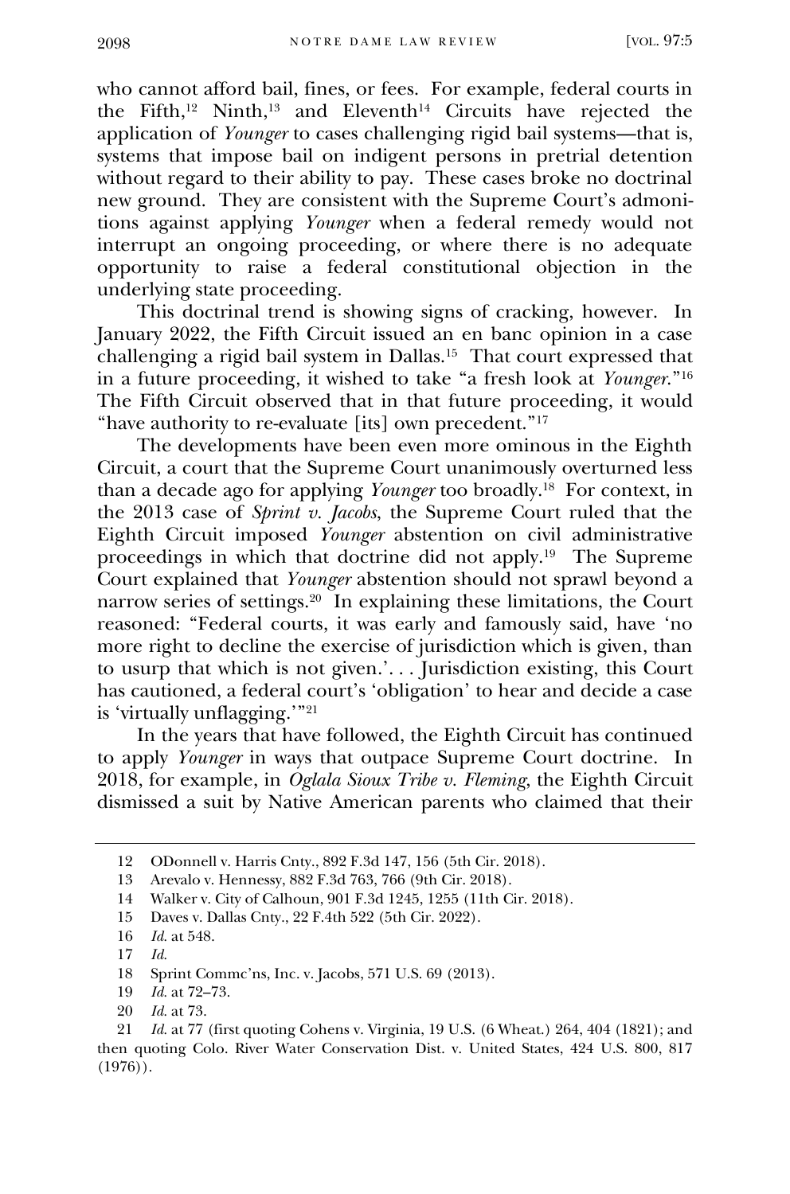who cannot afford bail, fines, or fees. For example, federal courts in the Fifth,[12] Ninth,[13] and Eleventh[14] Circuits have rejected the application of *Younger* to cases challenging rigid bail systems—that is, systems that impose bail on indigent persons in pretrial detention without regard to their ability to pay. These cases broke no doctrinal new ground. They are consistent with the Supreme Court's admonitions against applying *Younger* when a federal remedy would not interrupt an ongoing proceeding, or where there is no adequate opportunity to raise a federal constitutional objection in the underlying state proceeding.

This doctrinal trend is showing signs of cracking, however. In January 2022, the Fifth Circuit issued an en banc opinion in a case challenging a rigid bail system in Dallas.[15] That court expressed that in a future proceeding, it wished to take "a fresh look at *Younger*."[16] The Fifth Circuit observed that in that future proceeding, it would "have authority to re-evaluate [its] own precedent."[17]

The developments have been even more ominous in the Eighth Circuit, a court that the Supreme Court unanimously overturned less than a decade ago for applying *Younger* too broadly.[18] For context, in the 2013 case of *Sprint v. Jacobs*, the Supreme Court ruled that the Eighth Circuit imposed *Younger* abstention on civil administrative proceedings in which that doctrine did not apply.[19] The Supreme Court explained that *Younger* abstention should not sprawl beyond a narrow series of settings.[20] In explaining these limitations, the Court reasoned: "Federal courts, it was early and famously said, have 'no more right to decline the exercise of jurisdiction which is given, than to usurp that which is not given.'. . . Jurisdiction existing, this Court has cautioned, a federal court's 'obligation' to hear and decide a case is 'virtually unflagging.'"[21]

In the years that have followed, the Eighth Circuit has continued to apply *Younger* in ways that outpace Supreme Court doctrine. In 2018, for example, in *Oglala Sioux Tribe v. Fleming*, the Eighth Circuit dismissed a suit by Native American parents who claimed that their

---

12 ODonnell v. Harris Cnty., 892 F.3d 147, 156 (5th Cir. 2018).

13 Arevalo v. Hennessy, 882 F.3d 763, 766 (9th Cir. 2018).

14 Walker v. City of Calhoun, 901 F.3d 1245, 1255 (11th Cir. 2018).

15 Daves v. Dallas Cnty., 22 F.4th 522 (5th Cir. 2022).

16 *Id.* at 548.

17 *Id.*

18 Sprint Commc'ns, Inc. v. Jacobs, 571 U.S. 69 (2013).

19 *Id.* at 72–73.

20 *Id.* at 73.

21 *Id.* at 77 (first quoting Cohens v. Virginia, 19 U.S. (6 Wheat.) 264, 404 (1821); and then quoting Colo. River Water Conservation Dist. v. United States, 424 U.S. 800, 817 (1976)).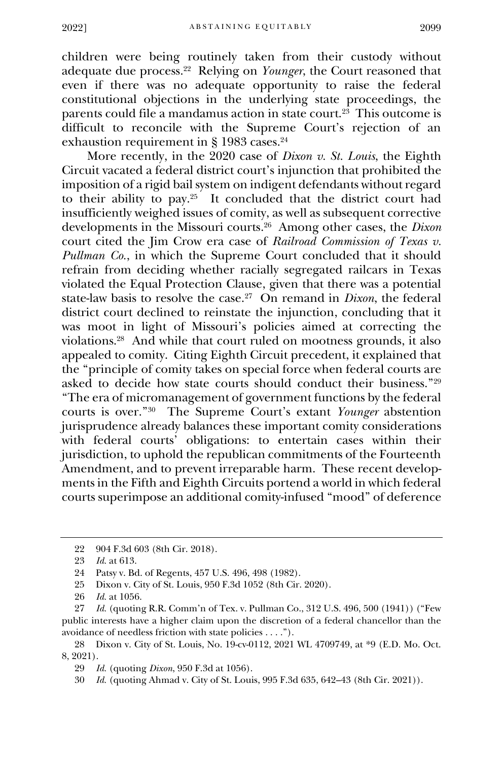children were being routinely taken from their custody without adequate due process.[22] Relying on *Younger*, the Court reasoned that even if there was no adequate opportunity to raise the federal constitutional objections in the underlying state proceedings, the parents could file a mandamus action in state court.[23] This outcome is difficult to reconcile with the Supreme Court's rejection of an exhaustion requirement in § 1983 cases.[24]

More recently, in the 2020 case of *Dixon v. St. Louis*, the Eighth Circuit vacated a federal district court's injunction that prohibited the imposition of a rigid bail system on indigent defendants without regard to their ability to pay.[25] It concluded that the district court had insufficiently weighed issues of comity, as well as subsequent corrective developments in the Missouri courts.[26] Among other cases, the *Dixon* court cited the Jim Crow era case of *Railroad Commission of Texas v. Pullman Co.*, in which the Supreme Court concluded that it should refrain from deciding whether racially segregated railcars in Texas violated the Equal Protection Clause, given that there was a potential state-law basis to resolve the case.[27] On remand in *Dixon*, the federal district court declined to reinstate the injunction, concluding that it was moot in light of Missouri's policies aimed at correcting the violations.[28] And while that court ruled on mootness grounds, it also appealed to comity. Citing Eighth Circuit precedent, it explained that the "principle of comity takes on special force when federal courts are asked to decide how state courts should conduct their business."[29] "The era of micromanagement of government functions by the federal courts is over."[30] The Supreme Court's extant *Younger* abstention jurisprudence already balances these important comity considerations with federal courts' obligations: to entertain cases within their jurisdiction, to uphold the republican commitments of the Fourteenth Amendment, and to prevent irreparable harm. These recent developments in the Fifth and Eighth Circuits portend a world in which federal courts superimpose an additional comity-infused "mood" of deference

---

22 904 F.3d 603 (8th Cir. 2018).

23 *Id.* at 613.

24 Patsy v. Bd. of Regents, 457 U.S. 496, 498 (1982).

25 Dixon v. City of St. Louis, 950 F.3d 1052 (8th Cir. 2020).

26 *Id.* at 1056.

27 *Id.* (quoting R.R. Comm'n of Tex. v. Pullman Co., 312 U.S. 496, 500 (1941)) ("Few public interests have a higher claim upon the discretion of a federal chancellor than the avoidance of needless friction with state policies . . . .").

28 Dixon v. City of St. Louis, No. 19-cv-0112, 2021 WL 4709749, at *9 (E.D. Mo. Oct. 8, 2021).

29 *Id.* (quoting *Dixon*, 950 F.3d at 1056).

30 *Id.* (quoting Ahmad v. City of St. Louis, 995 F.3d 635, 642–43 (8th Cir. 2021)).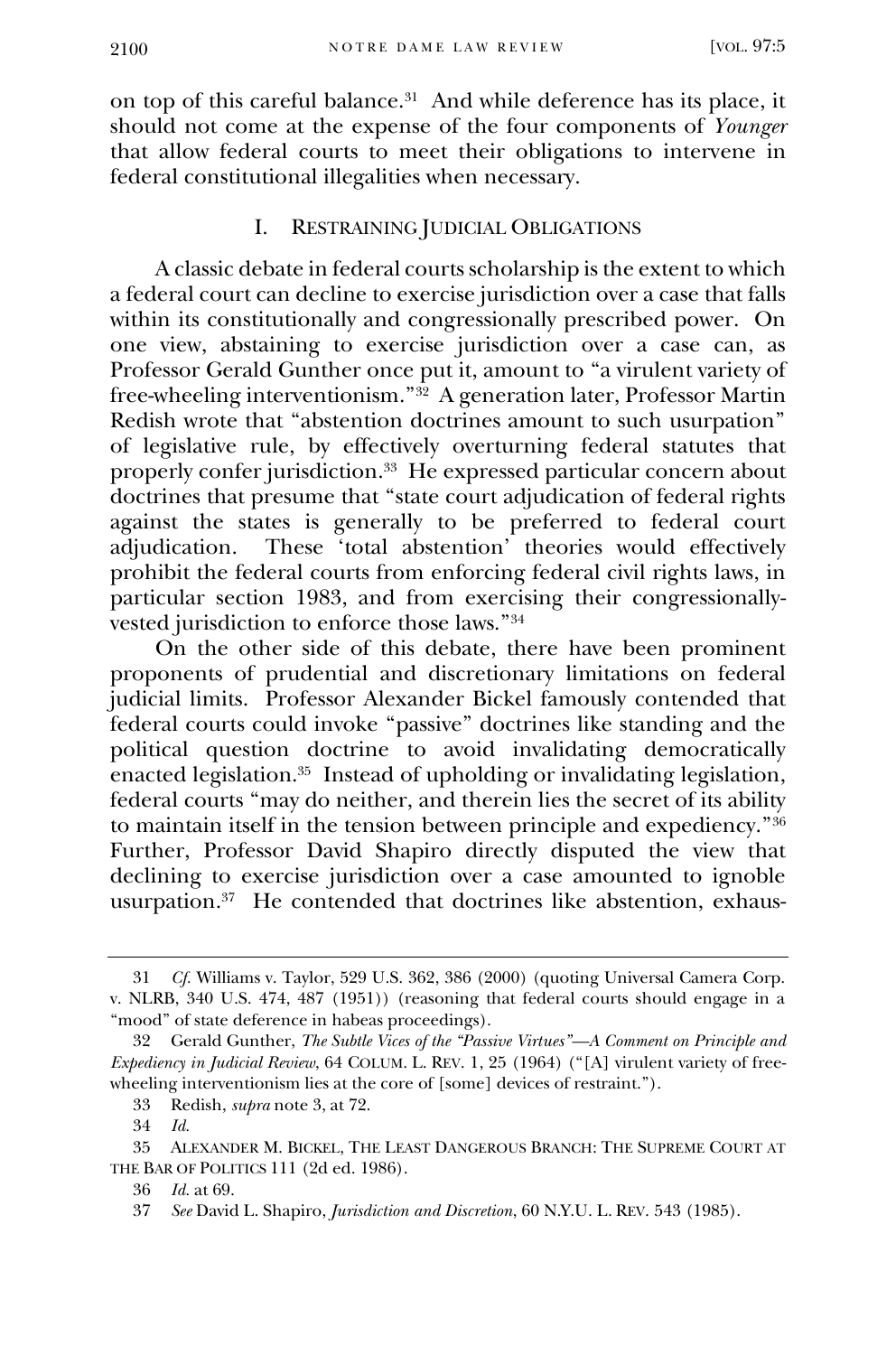on top of this careful balance.[31] And while deference has its place, it should not come at the expense of the four components of *Younger* that allow federal courts to meet their obligations to intervene in federal constitutional illegalities when necessary.

## I. RESTRAINING JUDICIAL OBLIGATIONS

A classic debate in federal courts scholarship is the extent to which a federal court can decline to exercise jurisdiction over a case that falls within its constitutionally and congressionally prescribed power. On one view, abstaining to exercise jurisdiction over a case can, as Professor Gerald Gunther once put it, amount to "a virulent variety of free-wheeling interventionism."[32] A generation later, Professor Martin Redish wrote that "abstention doctrines amount to such usurpation" of legislative rule, by effectively overturning federal statutes that properly confer jurisdiction.[33] He expressed particular concern about doctrines that presume that "state court adjudication of federal rights against the states is generally to be preferred to federal court adjudication. These 'total abstention' theories would effectively prohibit the federal courts from enforcing federal civil rights laws, in particular section 1983, and from exercising their congressionally-vested jurisdiction to enforce those laws."[34]

On the other side of this debate, there have been prominent proponents of prudential and discretionary limitations on federal judicial limits. Professor Alexander Bickel famously contended that federal courts could invoke "passive" doctrines like standing and the political question doctrine to avoid invalidating democratically enacted legislation.[35] Instead of upholding or invalidating legislation, federal courts "may do neither, and therein lies the secret of its ability to maintain itself in the tension between principle and expediency."[36] Further, Professor David Shapiro directly disputed the view that declining to exercise jurisdiction over a case amounted to ignoble usurpation.[37] He contended that doctrines like abstention, exhaus-

---

31 *Cf.* Williams v. Taylor, 529 U.S. 362, 386 (2000) (quoting Universal Camera Corp. v. NLRB, 340 U.S. 474, 487 (1951)) (reasoning that federal courts should engage in a "mood" of state deference in habeas proceedings).

32 Gerald Gunther, *The Subtle Vices of the "Passive Virtues"—A Comment on Principle and Expediency in Judicial Review*, 64 COLUM. L. REV. 1, 25 (1964) ("[A] virulent variety of free-wheeling interventionism lies at the core of [some] devices of restraint.").

33 Redish, *supra* note 3, at 72.

34 *Id.*

35 ALEXANDER M. BICKEL, THE LEAST DANGEROUS BRANCH: THE SUPREME COURT AT THE BAR OF POLITICS 111 (2d ed. 1986).

36 *Id.* at 69.

37 *See* David L. Shapiro, *Jurisdiction and Discretion*, 60 N.Y.U. L. REV. 543 (1985).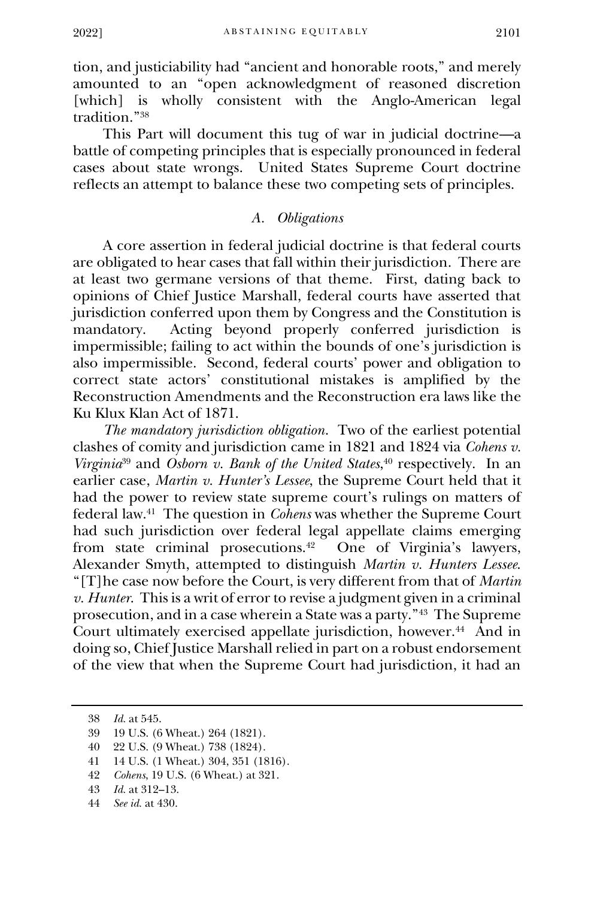tion, and justiciability had "ancient and honorable roots," and merely amounted to an "open acknowledgment of reasoned discretion [which] is wholly consistent with the Anglo-American legal tradition."[38]

This Part will document this tug of war in judicial doctrine—a battle of competing principles that is especially pronounced in federal cases about state wrongs. United States Supreme Court doctrine reflects an attempt to balance these two competing sets of principles.

### *A. Obligations*

A core assertion in federal judicial doctrine is that federal courts are obligated to hear cases that fall within their jurisdiction. There are at least two germane versions of that theme. First, dating back to opinions of Chief Justice Marshall, federal courts have asserted that jurisdiction conferred upon them by Congress and the Constitution is mandatory. Acting beyond properly conferred jurisdiction is impermissible; failing to act within the bounds of one's jurisdiction is also impermissible. Second, federal courts' power and obligation to correct state actors' constitutional mistakes is amplified by the Reconstruction Amendments and the Reconstruction era laws like the Ku Klux Klan Act of 1871.

*The mandatory jurisdiction obligation.* Two of the earliest potential clashes of comity and jurisdiction came in 1821 and 1824 via *Cohens v. Virginia*[39] and *Osborn v. Bank of the United States*,[40] respectively. In an earlier case, *Martin v. Hunter's Lessee*, the Supreme Court held that it had the power to review state supreme court's rulings on matters of federal law.[41] The question in *Cohens* was whether the Supreme Court had such jurisdiction over federal legal appellate claims emerging from state criminal prosecutions.[42] One of Virginia's lawyers, Alexander Smyth, attempted to distinguish *Martin v. Hunters Lessee*. "[T]he case now before the Court, is very different from that of *Martin v. Hunter*. This is a writ of error to revise a judgment given in a criminal prosecution, and in a case wherein a State was a party."[43] The Supreme Court ultimately exercised appellate jurisdiction, however.[44] And in doing so, Chief Justice Marshall relied in part on a robust endorsement of the view that when the Supreme Court had jurisdiction, it had an

---

38 *Id.* at 545.

39 19 U.S. (6 Wheat.) 264 (1821).

40 22 U.S. (9 Wheat.) 738 (1824).

41 14 U.S. (1 Wheat.) 304, 351 (1816).

42 *Cohens*, 19 U.S. (6 Wheat.) at 321.

43 *Id.* at 312–13.

44 *See id.* at 430.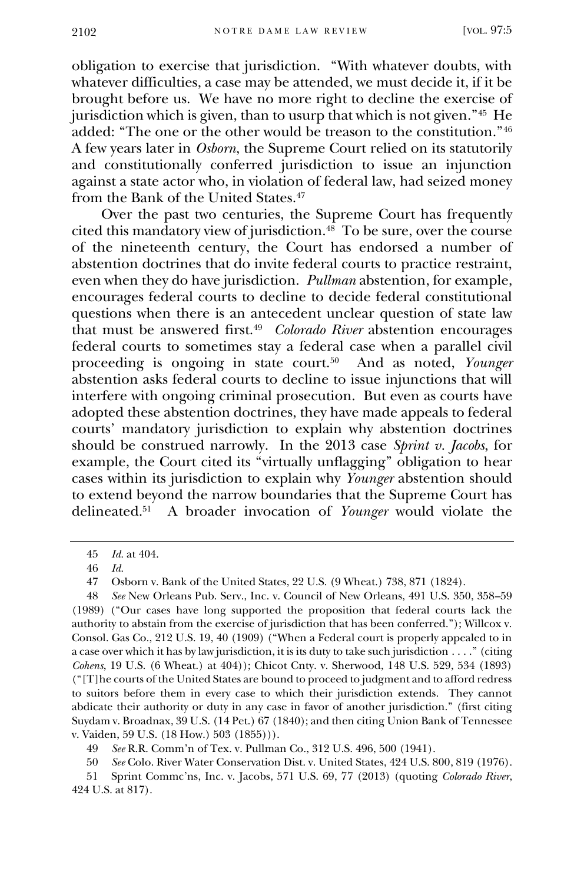obligation to exercise that jurisdiction. "With whatever doubts, with whatever difficulties, a case may be attended, we must decide it, if it be brought before us. We have no more right to decline the exercise of jurisdiction which is given, than to usurp that which is not given."[45] He added: "The one or the other would be treason to the constitution."[46] A few years later in *Osborn*, the Supreme Court relied on its statutorily and constitutionally conferred jurisdiction to issue an injunction against a state actor who, in violation of federal law, had seized money from the Bank of the United States.[47]

Over the past two centuries, the Supreme Court has frequently cited this mandatory view of jurisdiction.[48] To be sure, over the course of the nineteenth century, the Court has endorsed a number of abstention doctrines that do invite federal courts to practice restraint, even when they do have jurisdiction. *Pullman* abstention, for example, encourages federal courts to decline to decide federal constitutional questions when there is an antecedent unclear question of state law that must be answered first.[49] *Colorado River* abstention encourages federal courts to sometimes stay a federal case when a parallel civil proceeding is ongoing in state court.[50] And as noted, *Younger* abstention asks federal courts to decline to issue injunctions that will interfere with ongoing criminal prosecution. But even as courts have adopted these abstention doctrines, they have made appeals to federal courts' mandatory jurisdiction to explain why abstention doctrines should be construed narrowly. In the 2013 case *Sprint v. Jacobs*, for example, the Court cited its "virtually unflagging" obligation to hear cases within its jurisdiction to explain why *Younger* abstention should to extend beyond the narrow boundaries that the Supreme Court has delineated.[51] A broader invocation of *Younger* would violate the

---

45 *Id.* at 404.

46 *Id.*

47 Osborn v. Bank of the United States, 22 U.S. (9 Wheat.) 738, 871 (1824).

48 *See* New Orleans Pub. Serv., Inc. v. Council of New Orleans, 491 U.S. 350, 358–59 (1989) ("Our cases have long supported the proposition that federal courts lack the authority to abstain from the exercise of jurisdiction that has been conferred."); Willcox v. Consol. Gas Co., 212 U.S. 19, 40 (1909) ("When a Federal court is properly appealed to in a case over which it has by law jurisdiction, it is its duty to take such jurisdiction . . . ." (citing *Cohens*, 19 U.S. (6 Wheat.) at 404)); Chicot Cnty. v. Sherwood, 148 U.S. 529, 534 (1893) ("[T]he courts of the United States are bound to proceed to judgment and to afford redress to suitors before them in every case to which their jurisdiction extends. They cannot abdicate their authority or duty in any case in favor of another jurisdiction." (first citing Suydam v. Broadnax, 39 U.S. (14 Pet.) 67 (1840); and then citing Union Bank of Tennessee v. Vaiden, 59 U.S. (18 How.) 503 (1855))).

49 *See* R.R. Comm'n of Tex. v. Pullman Co., 312 U.S. 496, 500 (1941).

50 *See* Colo. River Water Conservation Dist. v. United States, 424 U.S. 800, 819 (1976).

51 Sprint Commc'ns, Inc. v. Jacobs, 571 U.S. 69, 77 (2013) (quoting *Colorado River*, 424 U.S. at 817).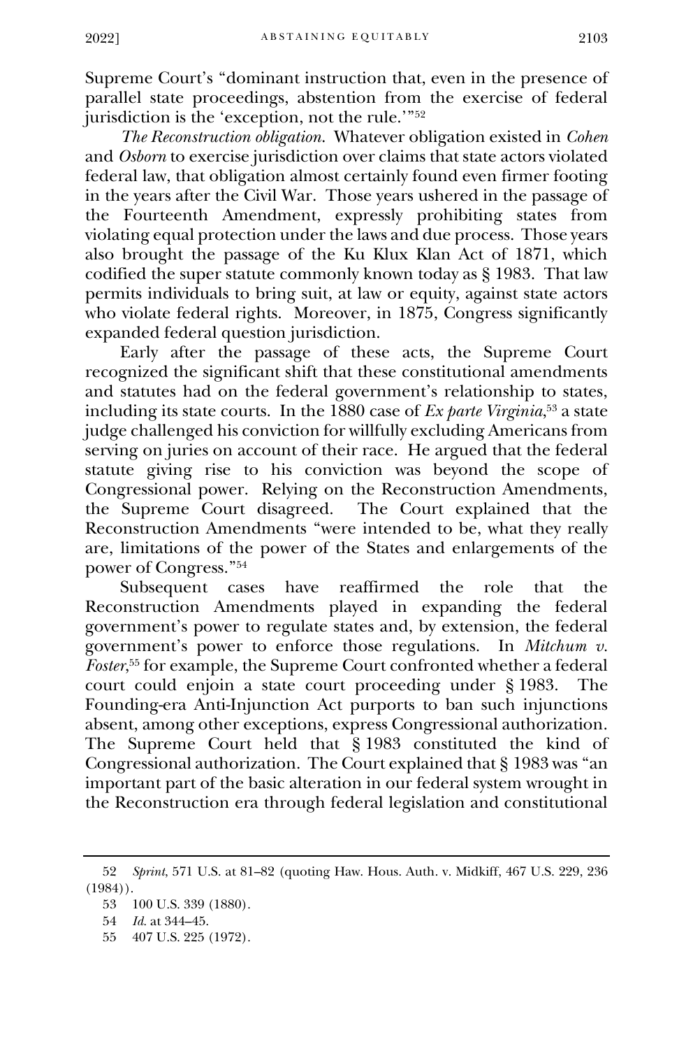Supreme Court's "dominant instruction that, even in the presence of parallel state proceedings, abstention from the exercise of federal jurisdiction is the 'exception, not the rule.'"[52]

*The Reconstruction obligation.* Whatever obligation existed in *Cohen* and *Osborn* to exercise jurisdiction over claims that state actors violated federal law, that obligation almost certainly found even firmer footing in the years after the Civil War. Those years ushered in the passage of the Fourteenth Amendment, expressly prohibiting states from violating equal protection under the laws and due process. Those years also brought the passage of the Ku Klux Klan Act of 1871, which codified the super statute commonly known today as § 1983. That law permits individuals to bring suit, at law or equity, against state actors who violate federal rights. Moreover, in 1875, Congress significantly expanded federal question jurisdiction.

Early after the passage of these acts, the Supreme Court recognized the significant shift that these constitutional amendments and statutes had on the federal government's relationship to states, including its state courts. In the 1880 case of *Ex parte Virginia*,[53] a state judge challenged his conviction for willfully excluding Americans from serving on juries on account of their race. He argued that the federal statute giving rise to his conviction was beyond the scope of Congressional power. Relying on the Reconstruction Amendments, the Supreme Court disagreed. The Court explained that the Reconstruction Amendments "were intended to be, what they really are, limitations of the power of the States and enlargements of the power of Congress."[54]

Subsequent cases have reaffirmed the role that the Reconstruction Amendments played in expanding the federal government's power to regulate states and, by extension, the federal government's power to enforce those regulations. In *Mitchum v. Foster*,[55] for example, the Supreme Court confronted whether a federal court could enjoin a state court proceeding under § 1983. The Founding-era Anti-Injunction Act purports to ban such injunctions absent, among other exceptions, express Congressional authorization. The Supreme Court held that § 1983 constituted the kind of Congressional authorization. The Court explained that § 1983 was "an important part of the basic alteration in our federal system wrought in the Reconstruction era through federal legislation and constitutional

---

52 *Sprint*, 571 U.S. at 81–82 (quoting Haw. Hous. Auth. v. Midkiff, 467 U.S. 229, 236 (1984)).

53 100 U.S. 339 (1880).

54 *Id.* at 344–45.

55 407 U.S. 225 (1972).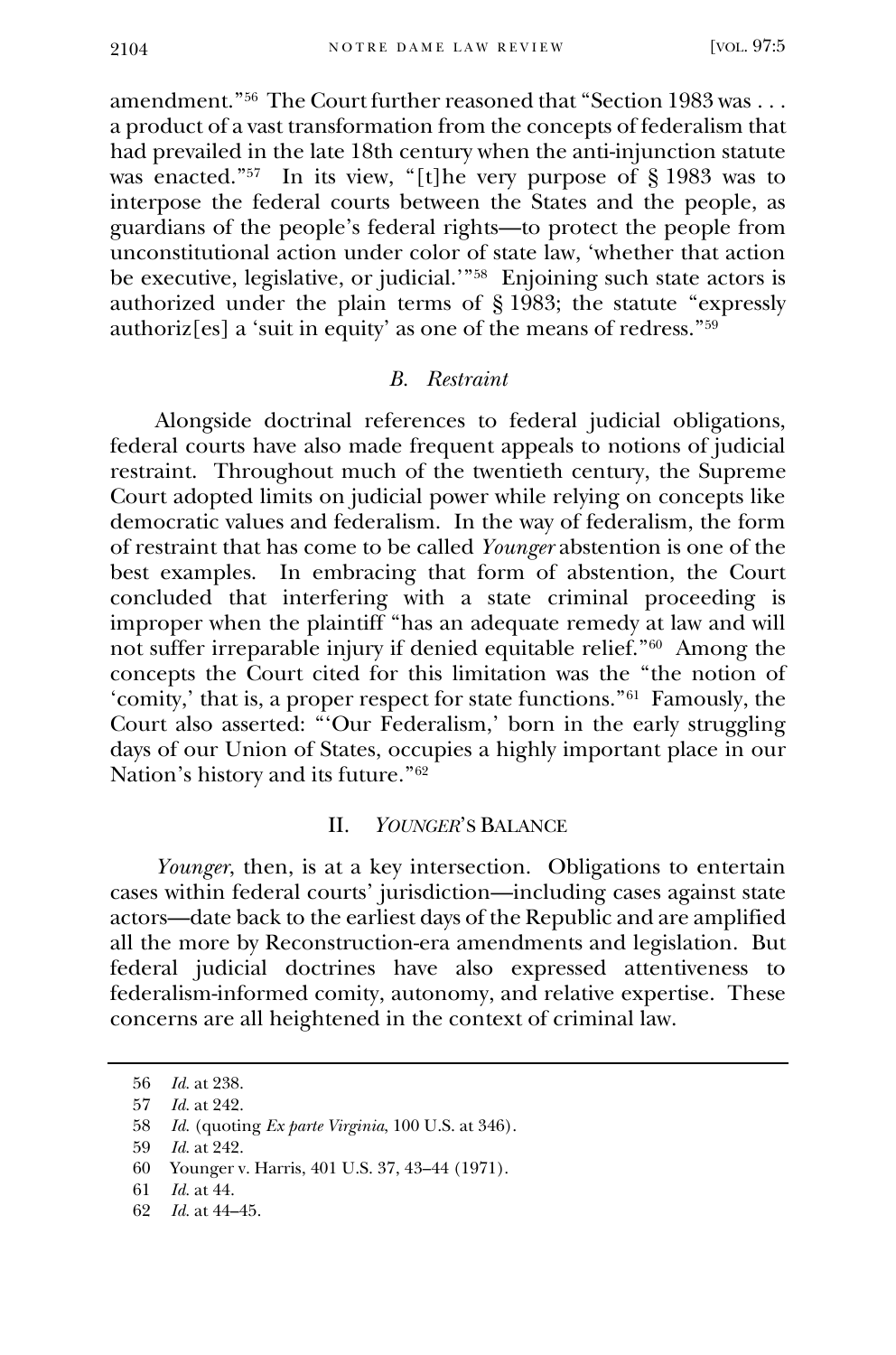amendment."[56] The Court further reasoned that "Section 1983 was . . . a product of a vast transformation from the concepts of federalism that had prevailed in the late 18th century when the anti-injunction statute was enacted."[57] In its view, "[t]he very purpose of § 1983 was to interpose the federal courts between the States and the people, as guardians of the people's federal rights—to protect the people from unconstitutional action under color of state law, 'whether that action be executive, legislative, or judicial.'"[58] Enjoining such state actors is authorized under the plain terms of § 1983; the statute "expressly authoriz[es] a 'suit in equity' as one of the means of redress."[59]

### *B. Restraint*

Alongside doctrinal references to federal judicial obligations, federal courts have also made frequent appeals to notions of judicial restraint. Throughout much of the twentieth century, the Supreme Court adopted limits on judicial power while relying on concepts like democratic values and federalism. In the way of federalism, the form of restraint that has come to be called *Younger* abstention is one of the best examples. In embracing that form of abstention, the Court concluded that interfering with a state criminal proceeding is improper when the plaintiff "has an adequate remedy at law and will not suffer irreparable injury if denied equitable relief."[60] Among the concepts the Court cited for this limitation was the "the notion of 'comity,' that is, a proper respect for state functions."[61] Famously, the Court also asserted: "'Our Federalism,' born in the early struggling days of our Union of States, occupies a highly important place in our Nation's history and its future."[62]

## II. *YOUNGER*'S BALANCE

*Younger*, then, is at a key intersection. Obligations to entertain cases within federal courts' jurisdiction—including cases against state actors—date back to the earliest days of the Republic and are amplified all the more by Reconstruction-era amendments and legislation. But federal judicial doctrines have also expressed attentiveness to federalism-informed comity, autonomy, and relative expertise. These concerns are all heightened in the context of criminal law.

---

56 *Id.* at 238.

57 *Id.* at 242.

58 *Id.* (quoting *Ex parte Virginia*, 100 U.S. at 346).

59 *Id.* at 242.

60 Younger v. Harris, 401 U.S. 37, 43–44 (1971).

61 *Id.* at 44.

62 *Id.* at 44–45.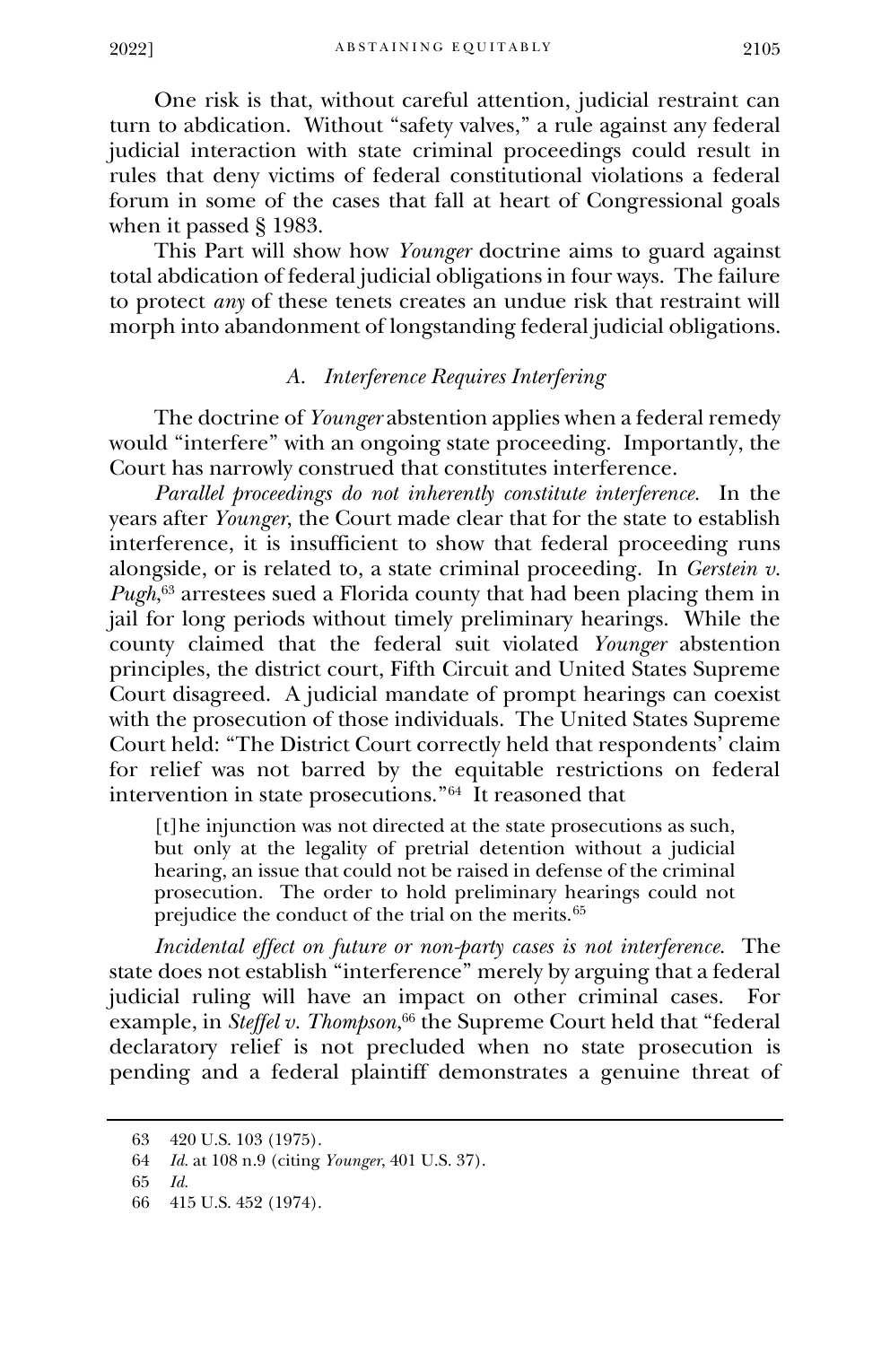One risk is that, without careful attention, judicial restraint can turn to abdication. Without "safety valves," a rule against any federal judicial interaction with state criminal proceedings could result in rules that deny victims of federal constitutional violations a federal forum in some of the cases that fall at heart of Congressional goals when it passed § 1983.

This Part will show how *Younger* doctrine aims to guard against total abdication of federal judicial obligations in four ways. The failure to protect *any* of these tenets creates an undue risk that restraint will morph into abandonment of longstanding federal judicial obligations.

### *A. Interference Requires Interfering*

The doctrine of *Younger* abstention applies when a federal remedy would "interfere" with an ongoing state proceeding. Importantly, the Court has narrowly construed that constitutes interference.

*Parallel proceedings do not inherently constitute interference.* In the years after *Younger*, the Court made clear that for the state to establish interference, it is insufficient to show that federal proceeding runs alongside, or is related to, a state criminal proceeding. In *Gerstein v. Pugh*,[63] arrestees sued a Florida county that had been placing them in jail for long periods without timely preliminary hearings. While the county claimed that the federal suit violated *Younger* abstention principles, the district court, Fifth Circuit and United States Supreme Court disagreed. A judicial mandate of prompt hearings can coexist with the prosecution of those individuals. The United States Supreme Court held: "The District Court correctly held that respondents' claim for relief was not barred by the equitable restrictions on federal intervention in state prosecutions."[64] It reasoned that

> [t]he injunction was not directed at the state prosecutions as such, but only at the legality of pretrial detention without a judicial hearing, an issue that could not be raised in defense of the criminal prosecution. The order to hold preliminary hearings could not prejudice the conduct of the trial on the merits.[65]

*Incidental effect on future or non-party cases is not interference.* The state does not establish "interference" merely by arguing that a federal judicial ruling will have an impact on other criminal cases. For example, in *Steffel v. Thompson*,[66] the Supreme Court held that "federal declaratory relief is not precluded when no state prosecution is pending and a federal plaintiff demonstrates a genuine threat of

---

63 420 U.S. 103 (1975).

64 *Id.* at 108 n.9 (citing *Younger*, 401 U.S. 37).

65 *Id.*

66 415 U.S. 452 (1974).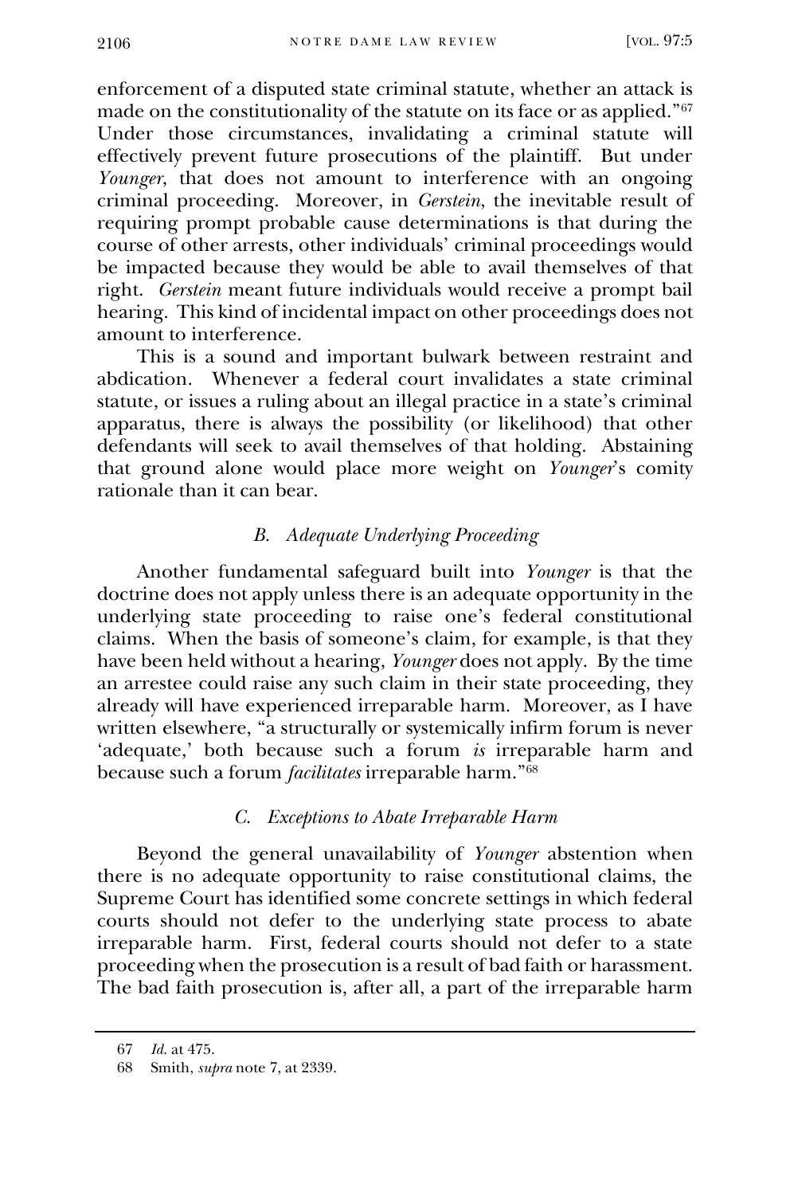enforcement of a disputed state criminal statute, whether an attack is made on the constitutionality of the statute on its face or as applied."[67] Under those circumstances, invalidating a criminal statute will effectively prevent future prosecutions of the plaintiff. But under *Younger*, that does not amount to interference with an ongoing criminal proceeding. Moreover, in *Gerstein*, the inevitable result of requiring prompt probable cause determinations is that during the course of other arrests, other individuals' criminal proceedings would be impacted because they would be able to avail themselves of that right. *Gerstein* meant future individuals would receive a prompt bail hearing. This kind of incidental impact on other proceedings does not amount to interference.

This is a sound and important bulwark between restraint and abdication. Whenever a federal court invalidates a state criminal statute, or issues a ruling about an illegal practice in a state's criminal apparatus, there is always the possibility (or likelihood) that other defendants will seek to avail themselves of that holding. Abstaining that ground alone would place more weight on *Younger*'s comity rationale than it can bear.

### *B. Adequate Underlying Proceeding*

Another fundamental safeguard built into *Younger* is that the doctrine does not apply unless there is an adequate opportunity in the underlying state proceeding to raise one's federal constitutional claims. When the basis of someone's claim, for example, is that they have been held without a hearing, *Younger* does not apply. By the time an arrestee could raise any such claim in their state proceeding, they already will have experienced irreparable harm. Moreover, as I have written elsewhere, "a structurally or systemically infirm forum is never 'adequate,' both because such a forum *is* irreparable harm and because such a forum *facilitates* irreparable harm."[68]

### *C. Exceptions to Abate Irreparable Harm*

Beyond the general unavailability of *Younger* abstention when there is no adequate opportunity to raise constitutional claims, the Supreme Court has identified some concrete settings in which federal courts should not defer to the underlying state process to abate irreparable harm. First, federal courts should not defer to a state proceeding when the prosecution is a result of bad faith or harassment. The bad faith prosecution is, after all, a part of the irreparable harm

---

67 *Id.* at 475.

68 Smith, *supra* note 7, at 2339.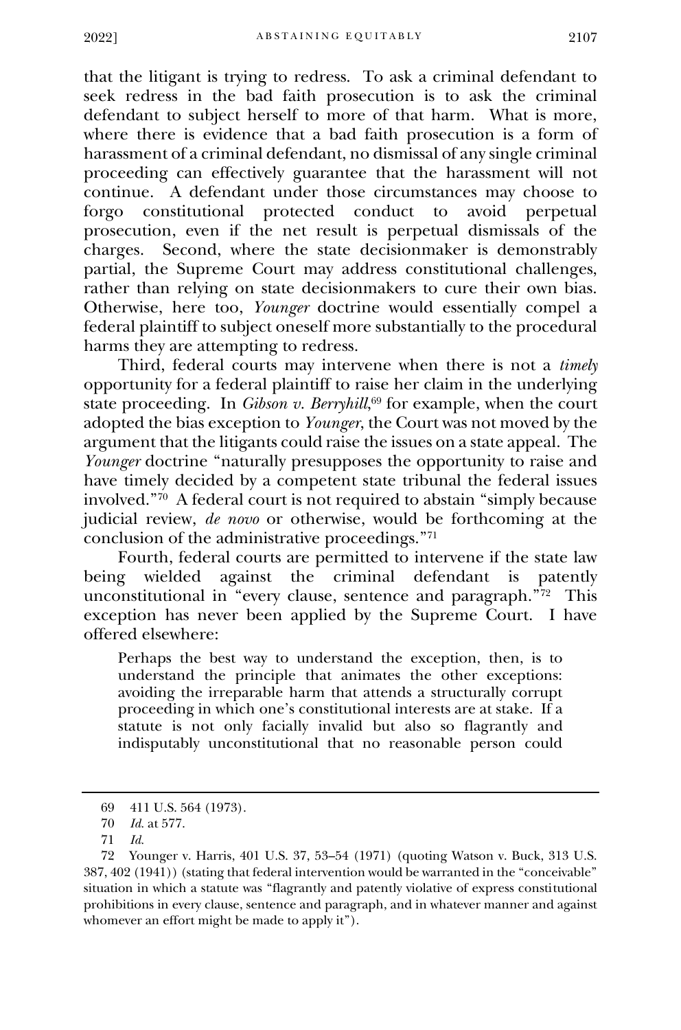that the litigant is trying to redress. To ask a criminal defendant to seek redress in the bad faith prosecution is to ask the criminal defendant to subject herself to more of that harm. What is more, where there is evidence that a bad faith prosecution is a form of harassment of a criminal defendant, no dismissal of any single criminal proceeding can effectively guarantee that the harassment will not continue. A defendant under those circumstances may choose to forgo constitutional protected conduct to avoid perpetual prosecution, even if the net result is perpetual dismissals of the charges. Second, where the state decisionmaker is demonstrably partial, the Supreme Court may address constitutional challenges, rather than relying on state decisionmakers to cure their own bias. Otherwise, here too, *Younger* doctrine would essentially compel a federal plaintiff to subject oneself more substantially to the procedural harms they are attempting to redress.

Third, federal courts may intervene when there is not a *timely* opportunity for a federal plaintiff to raise her claim in the underlying state proceeding. In *Gibson v. Berryhill*,[69] for example, when the court adopted the bias exception to *Younger*, the Court was not moved by the argument that the litigants could raise the issues on a state appeal. The *Younger* doctrine "naturally presupposes the opportunity to raise and have timely decided by a competent state tribunal the federal issues involved."[70] A federal court is not required to abstain "simply because judicial review, *de novo* or otherwise, would be forthcoming at the conclusion of the administrative proceedings."[71]

Fourth, federal courts are permitted to intervene if the state law being wielded against the criminal defendant is patently unconstitutional in "every clause, sentence and paragraph."[72] This exception has never been applied by the Supreme Court. I have offered elsewhere:

> Perhaps the best way to understand the exception, then, is to understand the principle that animates the other exceptions: avoiding the irreparable harm that attends a structurally corrupt proceeding in which one's constitutional interests are at stake. If a statute is not only facially invalid but also so flagrantly and indisputably unconstitutional that no reasonable person could

---

69 411 U.S. 564 (1973).

70 *Id.* at 577.

71 *Id.*

72 Younger v. Harris, 401 U.S. 37, 53–54 (1971) (quoting Watson v. Buck, 313 U.S. 387, 402 (1941)) (stating that federal intervention would be warranted in the "conceivable" situation in which a statute was "flagrantly and patently violative of express constitutional prohibitions in every clause, sentence and paragraph, and in whatever manner and against whomever an effort might be made to apply it").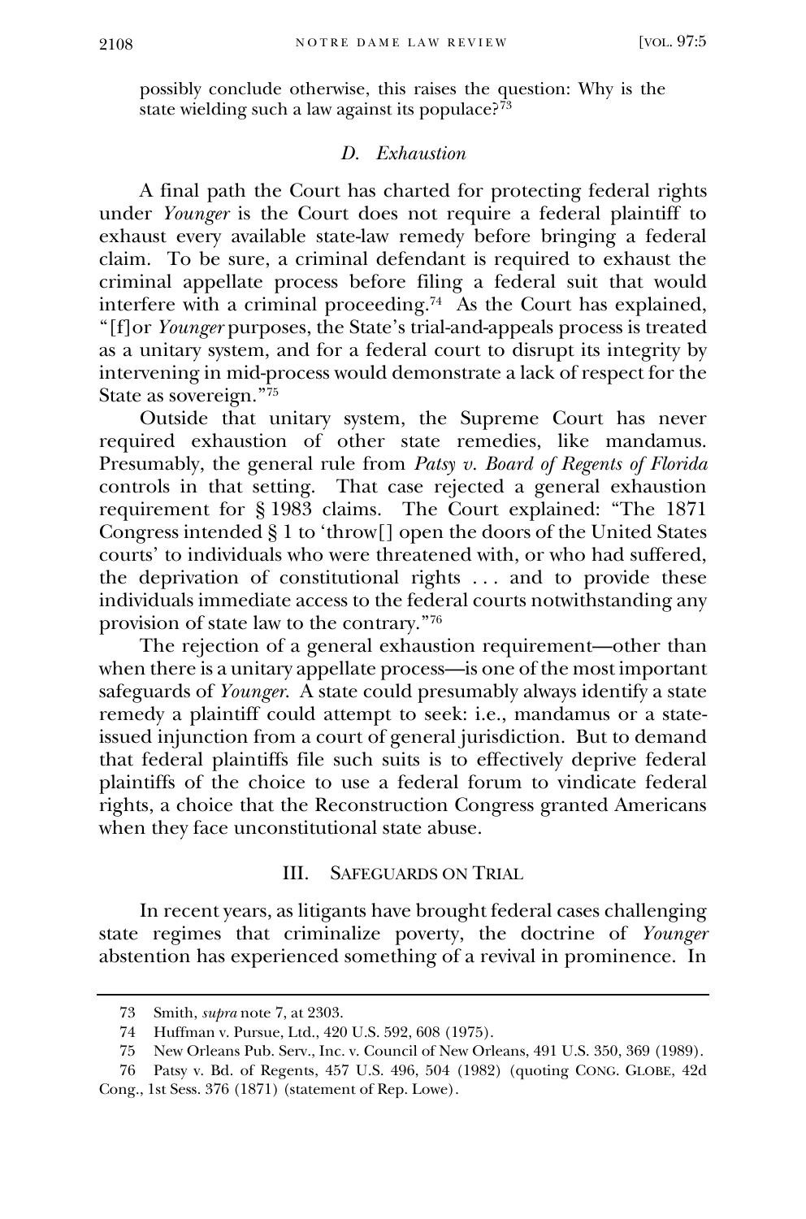possibly conclude otherwise, this raises the question: Why is the state wielding such a law against its populace?[73]

### *D. Exhaustion*

A final path the Court has charted for protecting federal rights under *Younger* is the Court does not require a federal plaintiff to exhaust every available state-law remedy before bringing a federal claim. To be sure, a criminal defendant is required to exhaust the criminal appellate process before filing a federal suit that would interfere with a criminal proceeding.[74] As the Court has explained, "[f]or *Younger* purposes, the State's trial-and-appeals process is treated as a unitary system, and for a federal court to disrupt its integrity by intervening in mid-process would demonstrate a lack of respect for the State as sovereign."[75]

Outside that unitary system, the Supreme Court has never required exhaustion of other state remedies, like mandamus. Presumably, the general rule from *Patsy v. Board of Regents of Florida* controls in that setting. That case rejected a general exhaustion requirement for § 1983 claims. The Court explained: "The 1871 Congress intended § 1 to 'throw[] open the doors of the United States courts' to individuals who were threatened with, or who had suffered, the deprivation of constitutional rights . . . and to provide these individuals immediate access to the federal courts notwithstanding any provision of state law to the contrary."[76]

The rejection of a general exhaustion requirement—other than when there is a unitary appellate process—is one of the most important safeguards of *Younger*. A state could presumably always identify a state remedy a plaintiff could attempt to seek: i.e., mandamus or a state-issued injunction from a court of general jurisdiction. But to demand that federal plaintiffs file such suits is to effectively deprive federal plaintiffs of the choice to use a federal forum to vindicate federal rights, a choice that the Reconstruction Congress granted Americans when they face unconstitutional state abuse.

## III. Safeguards on Trial

In recent years, as litigants have brought federal cases challenging state regimes that criminalize poverty, the doctrine of *Younger* abstention has experienced something of a revival in prominence. In

---

73 Smith, *supra* note 7, at 2303.

74 Huffman v. Pursue, Ltd., 420 U.S. 592, 608 (1975).

75 New Orleans Pub. Serv., Inc. v. Council of New Orleans, 491 U.S. 350, 369 (1989).

76 Patsy v. Bd. of Regents, 457 U.S. 496, 504 (1982) (quoting Cong. Globe, 42d Cong., 1st Sess. 376 (1871) (statement of Rep. Lowe).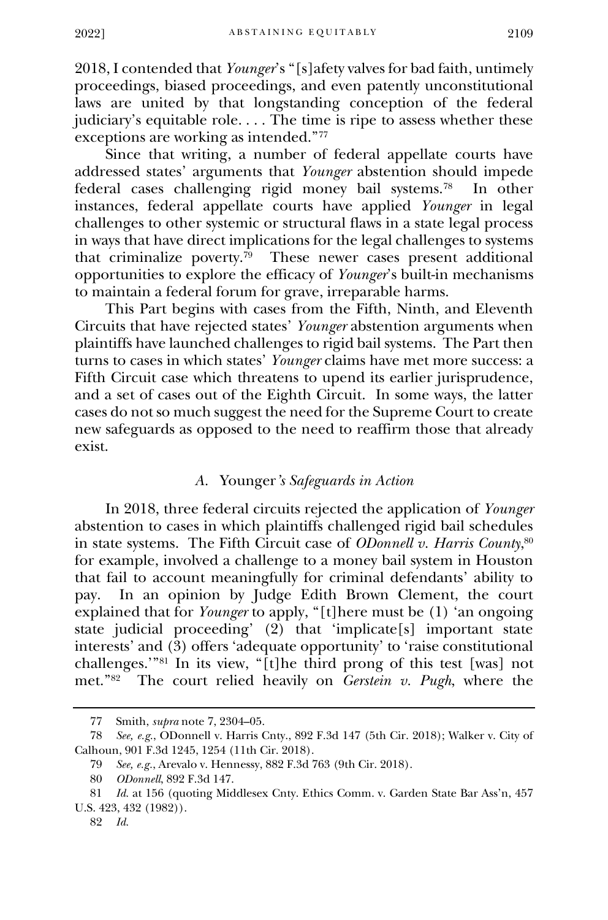2018, I contended that *Younger*'s "[s]afety valves for bad faith, untimely proceedings, biased proceedings, and even patently unconstitutional laws are united by that longstanding conception of the federal judiciary's equitable role. . . . The time is ripe to assess whether these exceptions are working as intended."[77]

Since that writing, a number of federal appellate courts have addressed states' arguments that *Younger* abstention should impede federal cases challenging rigid money bail systems.[78] In other instances, federal appellate courts have applied *Younger* in legal challenges to other systemic or structural flaws in a state legal process in ways that have direct implications for the legal challenges to systems that criminalize poverty.[79] These newer cases present additional opportunities to explore the efficacy of *Younger*'s built-in mechanisms to maintain a federal forum for grave, irreparable harms.

This Part begins with cases from the Fifth, Ninth, and Eleventh Circuits that have rejected states' *Younger* abstention arguments when plaintiffs have launched challenges to rigid bail systems. The Part then turns to cases in which states' *Younger* claims have met more success: a Fifth Circuit case which threatens to upend its earlier jurisprudence, and a set of cases out of the Eighth Circuit. In some ways, the latter cases do not so much suggest the need for the Supreme Court to create new safeguards as opposed to the need to reaffirm those that already exist.

### *A.* Younger*'s Safeguards in Action*

In 2018, three federal circuits rejected the application of *Younger* abstention to cases in which plaintiffs challenged rigid bail schedules in state systems. The Fifth Circuit case of *ODonnell v. Harris County*,[80] for example, involved a challenge to a money bail system in Houston that fail to account meaningfully for criminal defendants' ability to pay. In an opinion by Judge Edith Brown Clement, the court explained that for *Younger* to apply, "[t]here must be (1) 'an ongoing state judicial proceeding' (2) that 'implicate[s] important state interests' and (3) offers 'adequate opportunity' to 'raise constitutional challenges.'"[81] In its view, "[t]he third prong of this test [was] not met."[82] The court relied heavily on *Gerstein v. Pugh*, where the

---

77 Smith, *supra* note 7, 2304–05.

78 *See, e.g.*, ODonnell v. Harris Cnty., 892 F.3d 147 (5th Cir. 2018); Walker v. City of Calhoun, 901 F.3d 1245, 1254 (11th Cir. 2018).

79 *See, e.g.*, Arevalo v. Hennessy, 882 F.3d 763 (9th Cir. 2018).

80 *ODonnell*, 892 F.3d 147.

81 *Id.* at 156 (quoting Middlesex Cnty. Ethics Comm. v. Garden State Bar Ass'n, 457 U.S. 423, 432 (1982)).

82 *Id.*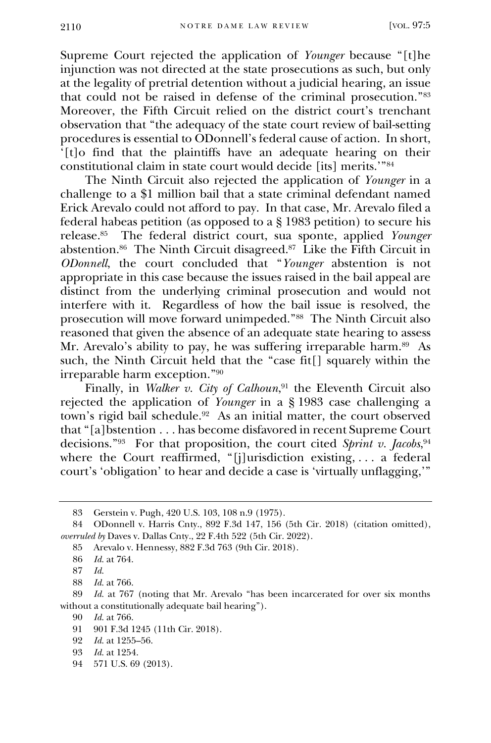Supreme Court rejected the application of *Younger* because "[t]he injunction was not directed at the state prosecutions as such, but only at the legality of pretrial detention without a judicial hearing, an issue that could not be raised in defense of the criminal prosecution."[83] Moreover, the Fifth Circuit relied on the district court's trenchant observation that "the adequacy of the state court review of bail-setting procedures is essential to ODonnell's federal cause of action. In short, '[t]o find that the plaintiffs have an adequate hearing on their constitutional claim in state court would decide [its] merits.'"[84]

The Ninth Circuit also rejected the application of *Younger* in a challenge to a $1 million bail that a state criminal defendant named Erick Arevalo could not afford to pay. In that case, Mr. Arevalo filed a federal habeas petition (as opposed to a § 1983 petition) to secure his release.[85] The federal district court, sua sponte, applied *Younger* abstention.[86] The Ninth Circuit disagreed.[87] Like the Fifth Circuit in *ODonnell*, the court concluded that "*Younger* abstention is not appropriate in this case because the issues raised in the bail appeal are distinct from the underlying criminal prosecution and would not interfere with it. Regardless of how the bail issue is resolved, the prosecution will move forward unimpeded."[88] The Ninth Circuit also reasoned that given the absence of an adequate state hearing to assess Mr. Arevalo's ability to pay, he was suffering irreparable harm.[89] As such, the Ninth Circuit held that the "case fit[] squarely within the irreparable harm exception."[90]

Finally, in *Walker v. City of Calhoun*,[91] the Eleventh Circuit also rejected the application of *Younger* in a § 1983 case challenging a town's rigid bail schedule.[92] As an initial matter, the court observed that "[a]bstention . . . has become disfavored in recent Supreme Court decisions."[93] For that proposition, the court cited *Sprint v. Jacobs*,[94] where the Court reaffirmed, "[j]urisdiction existing, . . . a federal court's 'obligation' to hear and decide a case is 'virtually unflagging,'"

---

83 Gerstein v. Pugh, 420 U.S. 103, 108 n.9 (1975).

84 ODonnell v. Harris Cnty., 892 F.3d 147, 156 (5th Cir. 2018) (citation omitted), *overruled by* Daves v. Dallas Cnty., 22 F.4th 522 (5th Cir. 2022).

85 Arevalo v. Hennessy, 882 F.3d 763 (9th Cir. 2018).

86 *Id.* at 764.

87 *Id.*

88 *Id.* at 766.

89 *Id.* at 767 (noting that Mr. Arevalo "has been incarcerated for over six months without a constitutionally adequate bail hearing").

90 *Id.* at 766.

91 901 F.3d 1245 (11th Cir. 2018).

92 *Id.* at 1255–56.

93 *Id.* at 1254.

94 571 U.S. 69 (2013).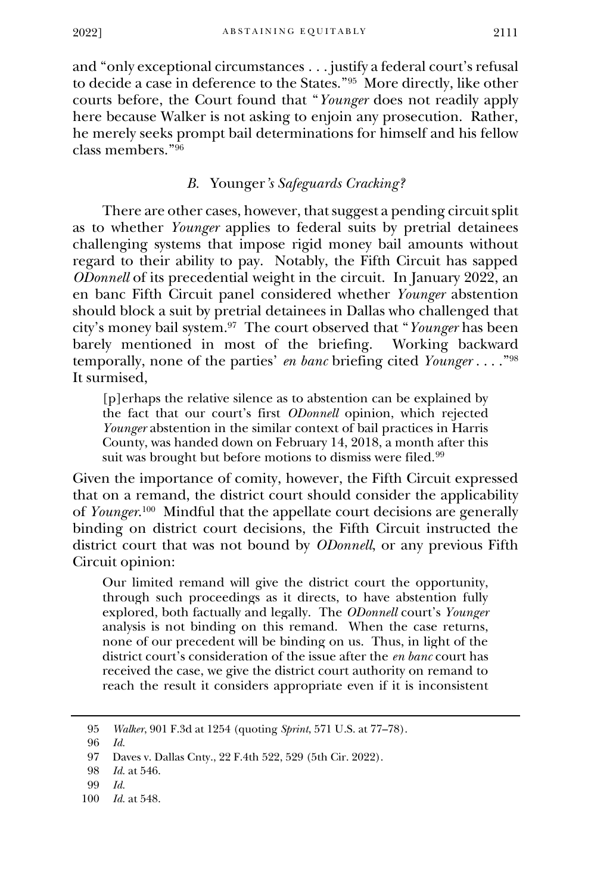and "only exceptional circumstances . . . justify a federal court's refusal to decide a case in deference to the States."[95] More directly, like other courts before, the Court found that "*Younger* does not readily apply here because Walker is not asking to enjoin any prosecution. Rather, he merely seeks prompt bail determinations for himself and his fellow class members."[96]

### *B.* Younger*'s Safeguards Cracking?*

There are other cases, however, that suggest a pending circuit split as to whether *Younger* applies to federal suits by pretrial detainees challenging systems that impose rigid money bail amounts without regard to their ability to pay. Notably, the Fifth Circuit has sapped *ODonnell* of its precedential weight in the circuit. In January 2022, an en banc Fifth Circuit panel considered whether *Younger* abstention should block a suit by pretrial detainees in Dallas who challenged that city's money bail system.[97] The court observed that "*Younger* has been barely mentioned in most of the briefing. Working backward temporally, none of the parties' *en banc* briefing cited *Younger* . . . ."[98] It surmised,

> [p]erhaps the relative silence as to abstention can be explained by the fact that our court's first *ODonnell* opinion, which rejected *Younger* abstention in the similar context of bail practices in Harris County, was handed down on February 14, 2018, a month after this suit was brought but before motions to dismiss were filed.[99]

Given the importance of comity, however, the Fifth Circuit expressed that on a remand, the district court should consider the applicability of *Younger*.[100] Mindful that the appellate court decisions are generally binding on district court decisions, the Fifth Circuit instructed the district court that was not bound by *ODonnell*, or any previous Fifth Circuit opinion:

> Our limited remand will give the district court the opportunity, through such proceedings as it directs, to have abstention fully explored, both factually and legally. The *ODonnell* court's *Younger* analysis is not binding on this remand. When the case returns, none of our precedent will be binding on us. Thus, in light of the district court's consideration of the issue after the *en banc* court has received the case, we give the district court authority on remand to reach the result it considers appropriate even if it is inconsistent

---

95 *Walker*, 901 F.3d at 1254 (quoting *Sprint*, 571 U.S. at 77–78).

96 *Id.*

97 Daves v. Dallas Cnty., 22 F.4th 522, 529 (5th Cir. 2022).

98 *Id.* at 546.

99 *Id.*

100 *Id.* at 548.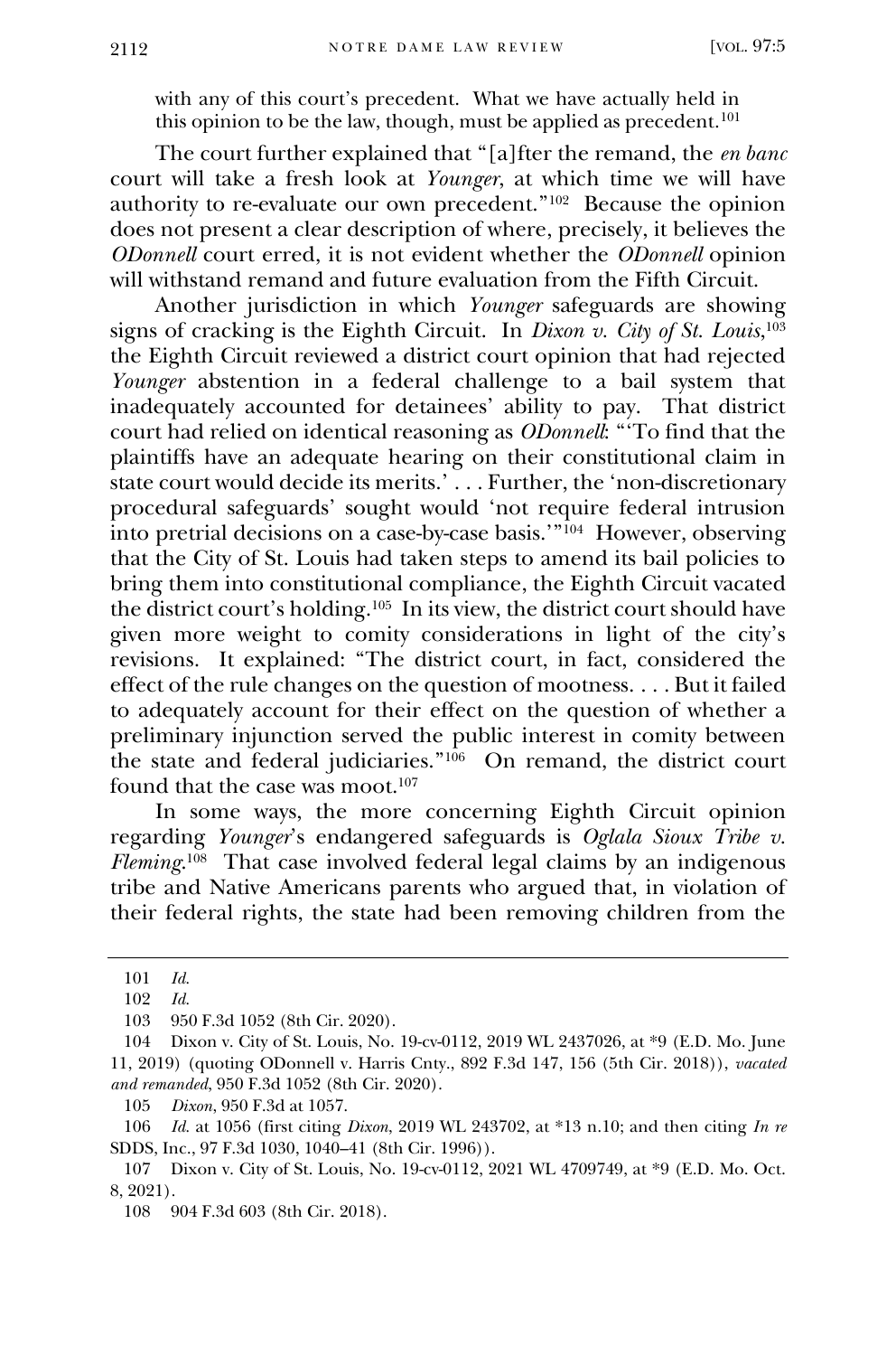with any of this court's precedent. What we have actually held in this opinion to be the law, though, must be applied as precedent.[101]

The court further explained that "[a]fter the remand, the *en banc* court will take a fresh look at *Younger*, at which time we will have authority to re-evaluate our own precedent."[102] Because the opinion does not present a clear description of where, precisely, it believes the *ODonnell* court erred, it is not evident whether the *ODonnell* opinion will withstand remand and future evaluation from the Fifth Circuit.

Another jurisdiction in which *Younger* safeguards are showing signs of cracking is the Eighth Circuit. In *Dixon v. City of St. Louis*,[103] the Eighth Circuit reviewed a district court opinion that had rejected *Younger* abstention in a federal challenge to a bail system that inadequately accounted for detainees' ability to pay. That district court had relied on identical reasoning as *ODonnell*: "'To find that the plaintiffs have an adequate hearing on their constitutional claim in state court would decide its merits.' . . . Further, the 'non-discretionary procedural safeguards' sought would 'not require federal intrusion into pretrial decisions on a case-by-case basis.'"[104] However, observing that the City of St. Louis had taken steps to amend its bail policies to bring them into constitutional compliance, the Eighth Circuit vacated the district court's holding.[105] In its view, the district court should have given more weight to comity considerations in light of the city's revisions. It explained: "The district court, in fact, considered the effect of the rule changes on the question of mootness. . . . But it failed to adequately account for their effect on the question of whether a preliminary injunction served the public interest in comity between the state and federal judiciaries."[106] On remand, the district court found that the case was moot.[107]

In some ways, the more concerning Eighth Circuit opinion regarding *Younger*'s endangered safeguards is *Oglala Sioux Tribe v. Fleming*.[108] That case involved federal legal claims by an indigenous tribe and Native Americans parents who argued that, in violation of their federal rights, the state had been removing children from the

---

101 *Id.*

102 *Id.*

103 950 F.3d 1052 (8th Cir. 2020).

104 Dixon v. City of St. Louis, No. 19-cv-0112, 2019 WL 2437026, at *9 (E.D. Mo. June 11, 2019) (quoting ODonnell v. Harris Cnty., 892 F.3d 147, 156 (5th Cir. 2018)), *vacated and remanded*, 950 F.3d 1052 (8th Cir. 2020).

105 *Dixon*, 950 F.3d at 1057.

106 *Id.* at 1056 (first citing *Dixon*, 2019 WL 243702, at *13 n.10; and then citing *In re* SDDS, Inc., 97 F.3d 1030, 1040–41 (8th Cir. 1996)).

107 Dixon v. City of St. Louis, No. 19-cv-0112, 2021 WL 4709749, at *9 (E.D. Mo. Oct. 8, 2021).

108 904 F.3d 603 (8th Cir. 2018).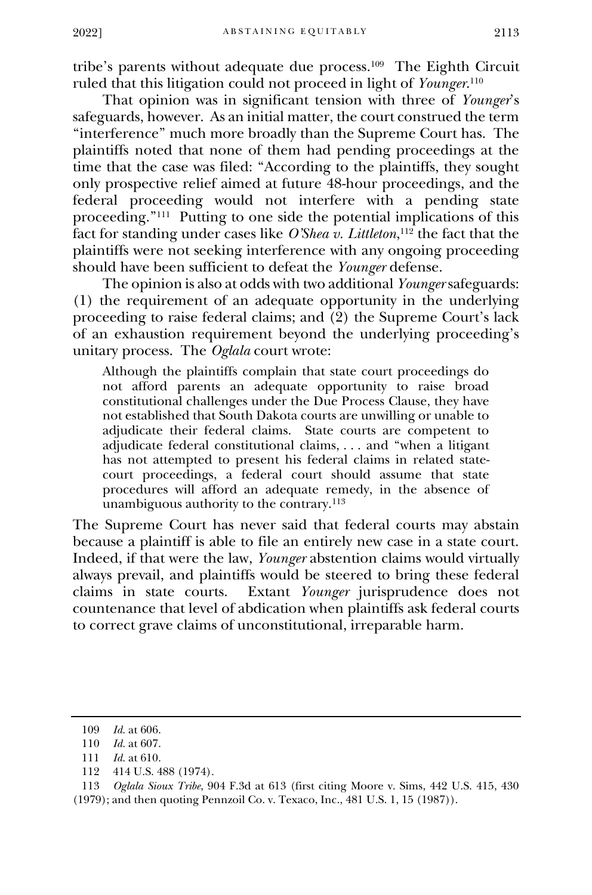tribe's parents without adequate due process.[109] The Eighth Circuit ruled that this litigation could not proceed in light of *Younger*.[110]

That opinion was in significant tension with three of *Younger*'s safeguards, however. As an initial matter, the court construed the term "interference" much more broadly than the Supreme Court has. The plaintiffs noted that none of them had pending proceedings at the time that the case was filed: "According to the plaintiffs, they sought only prospective relief aimed at future 48-hour proceedings, and the federal proceeding would not interfere with a pending state proceeding."[111] Putting to one side the potential implications of this fact for standing under cases like *O'Shea v. Littleton*,[112] the fact that the plaintiffs were not seeking interference with any ongoing proceeding should have been sufficient to defeat the *Younger* defense.

The opinion is also at odds with two additional *Younger* safeguards: (1) the requirement of an adequate opportunity in the underlying proceeding to raise federal claims; and (2) the Supreme Court's lack of an exhaustion requirement beyond the underlying proceeding's unitary process. The *Oglala* court wrote:

> Although the plaintiffs complain that state court proceedings do not afford parents an adequate opportunity to raise broad constitutional challenges under the Due Process Clause, they have not established that South Dakota courts are unwilling or unable to adjudicate their federal claims. State courts are competent to adjudicate federal constitutional claims, . . . and "when a litigant has not attempted to present his federal claims in related state-court proceedings, a federal court should assume that state procedures will afford an adequate remedy, in the absence of unambiguous authority to the contrary.[113]

The Supreme Court has never said that federal courts may abstain because a plaintiff is able to file an entirely new case in a state court. Indeed, if that were the law, *Younger* abstention claims would virtually always prevail, and plaintiffs would be steered to bring these federal claims in state courts. Extant *Younger* jurisprudence does not countenance that level of abdication when plaintiffs ask federal courts to correct grave claims of unconstitutional, irreparable harm.

---

109 *Id.* at 606.

110 *Id.* at 607.

111 *Id.* at 610.

112 414 U.S. 488 (1974).

113 *Oglala Sioux Tribe*, 904 F.3d at 613 (first citing Moore v. Sims, 442 U.S. 415, 430 (1979); and then quoting Pennzoil Co. v. Texaco, Inc., 481 U.S. 1, 15 (1987)).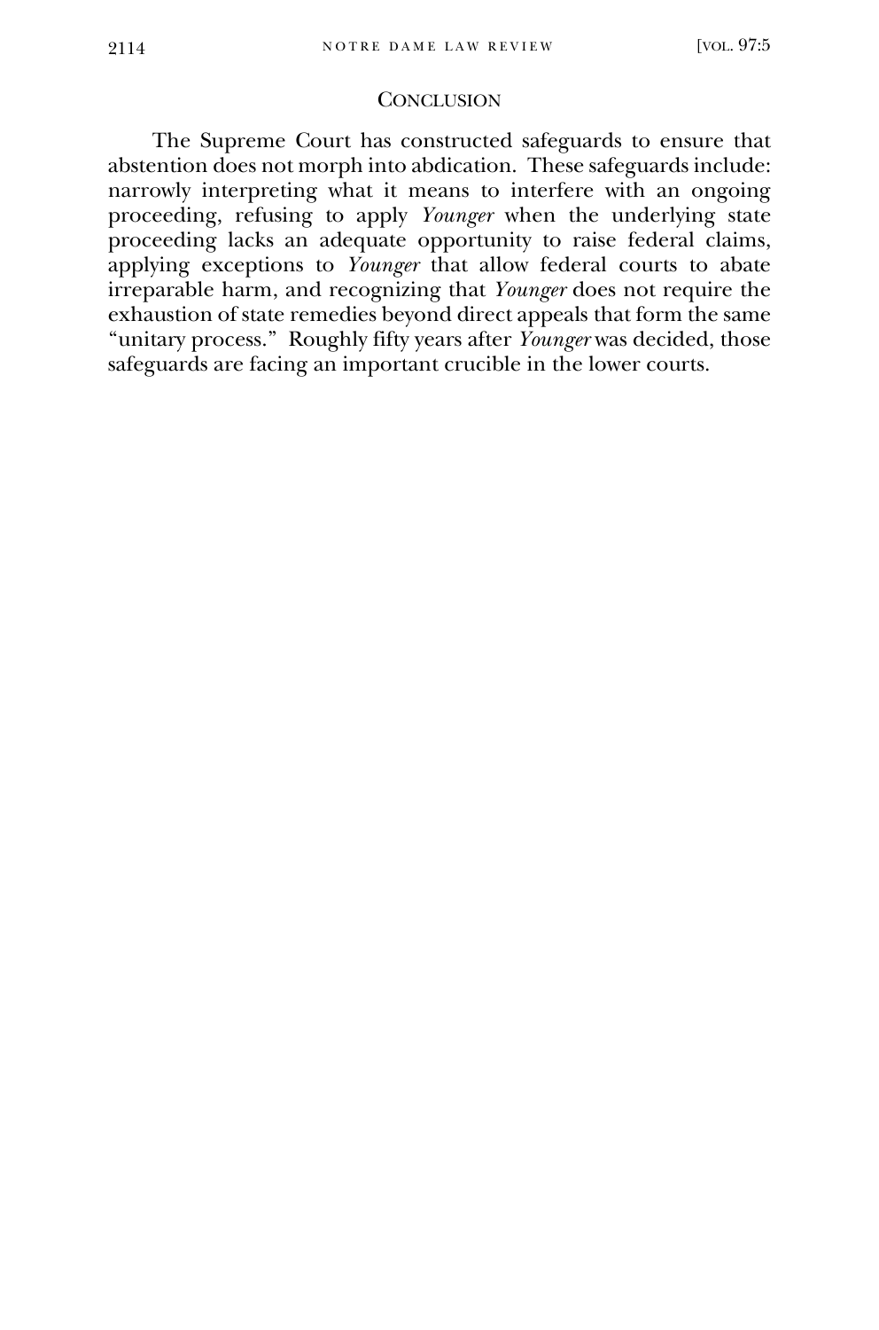## Conclusion

The Supreme Court has constructed safeguards to ensure that abstention does not morph into abdication. These safeguards include: narrowly interpreting what it means to interfere with an ongoing proceeding, refusing to apply *Younger* when the underlying state proceeding lacks an adequate opportunity to raise federal claims, applying exceptions to *Younger* that allow federal courts to abate irreparable harm, and recognizing that *Younger* does not require the exhaustion of state remedies beyond direct appeals that form the same "unitary process." Roughly fifty years after *Younger* was decided, those safeguards are facing an important crucible in the lower courts.